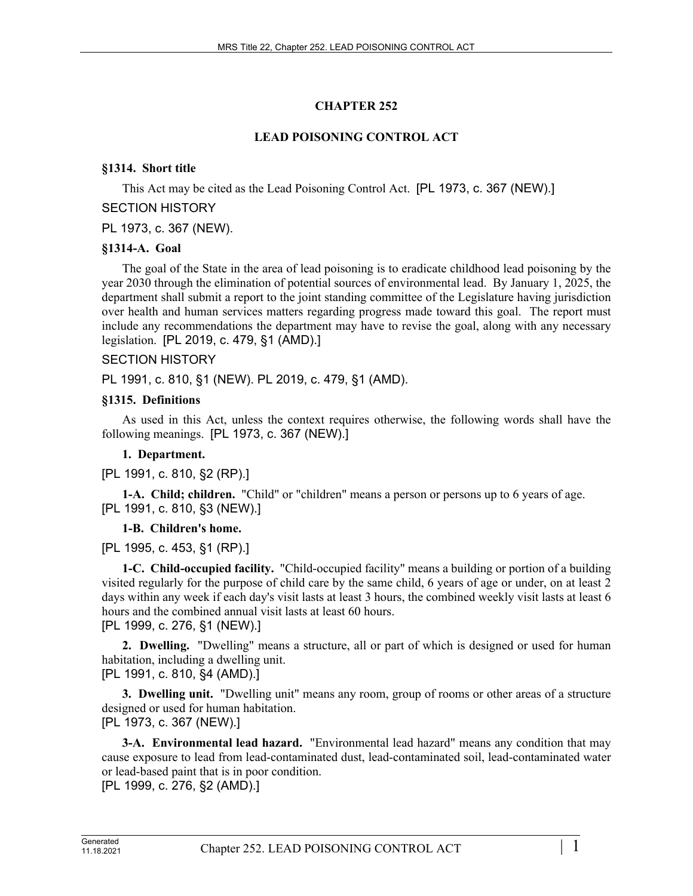# CHAPTER 252

# LEAD POISONING CONTROL ACT

### §1314. Short title

This Act may be cited as the Lead Poisoning Control Act. [PL 1973, c. 367 (NEW).]

SECTION HISTORY

PL 1973, c. 367 (NEW).

### §1314-A. Goal

The goal of the State in the area of lead poisoning is to eradicate childhood lead poisoning by the year 2030 through the elimination of potential sources of environmental lead. By January 1, 2025, the department shall submit a report to the joint standing committee of the Legislature having jurisdiction over health and human services matters regarding progress made toward this goal. The report must include any recommendations the department may have to revise the goal, along with any necessary legislation. [PL 2019, c. 479, §1 (AMD).]

SECTION HISTORY

PL 1991, c. 810, §1 (NEW). PL 2019, c. 479, §1 (AMD).

### §1315. Definitions

As used in this Act, unless the context requires otherwise, the following words shall have the following meanings. [PL 1973, c. 367 (NEW).]

**1. Department.**

[PL 1991, c. 810, §2 (RP).]

**1-A. Child; children.** "Child" or "children" means a person or persons up to 6 years of age.
[PL 1991, c. 810, §3 (NEW).]

**1-B. Children's home.**

[PL 1995, c. 453, §1 (RP).]

**1-C. Child-occupied facility.** "Child-occupied facility" means a building or portion of a building visited regularly for the purpose of child care by the same child, 6 years of age or under, on at least 2 days within any week if each day's visit lasts at least 3 hours, the combined weekly visit lasts at least 6 hours and the combined annual visit lasts at least 60 hours.
[PL 1999, c. 276, §1 (NEW).]

**2. Dwelling.** "Dwelling" means a structure, all or part of which is designed or used for human habitation, including a dwelling unit.
[PL 1991, c. 810, §4 (AMD).]

**3. Dwelling unit.** "Dwelling unit" means any room, group of rooms or other areas of a structure designed or used for human habitation.
[PL 1973, c. 367 (NEW).]

**3-A. Environmental lead hazard.** "Environmental lead hazard" means any condition that may cause exposure to lead from lead-contaminated dust, lead-contaminated soil, lead-contaminated water or lead-based paint that is in poor condition.
[PL 1999, c. 276, §2 (AMD).]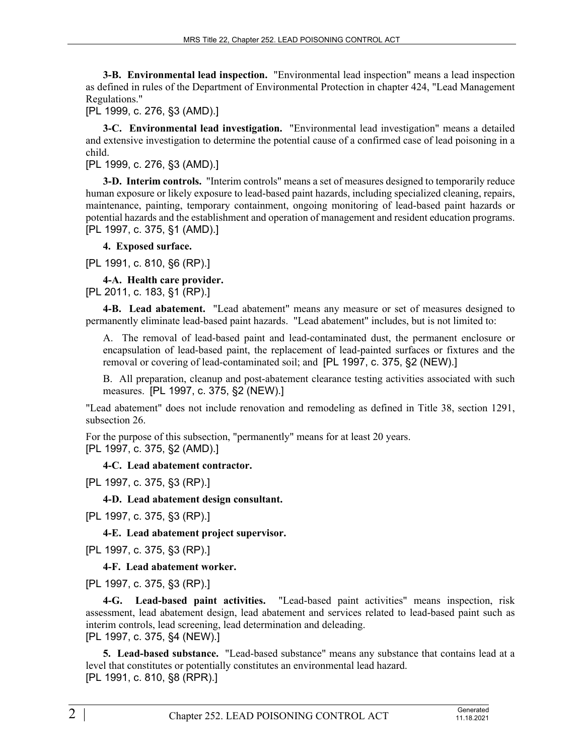**3-B. Environmental lead inspection.** "Environmental lead inspection" means a lead inspection as defined in rules of the Department of Environmental Protection in chapter 424, "Lead Management Regulations."

[PL 1999, c. 276, §3 (AMD).]

**3-C. Environmental lead investigation.** "Environmental lead investigation" means a detailed and extensive investigation to determine the potential cause of a confirmed case of lead poisoning in a child.

[PL 1999, c. 276, §3 (AMD).]

**3-D. Interim controls.** "Interim controls" means a set of measures designed to temporarily reduce human exposure or likely exposure to lead-based paint hazards, including specialized cleaning, repairs, maintenance, painting, temporary containment, ongoing monitoring of lead-based paint hazards or potential hazards and the establishment and operation of management and resident education programs.

[PL 1997, c. 375, §1 (AMD).]

**4. Exposed surface.**

[PL 1991, c. 810, §6 (RP).]

**4-A. Health care provider.**

[PL 2011, c. 183, §1 (RP).]

**4-B. Lead abatement.** "Lead abatement" means any measure or set of measures designed to permanently eliminate lead-based paint hazards. "Lead abatement" includes, but is not limited to:

A. The removal of lead-based paint and lead-contaminated dust, the permanent enclosure or encapsulation of lead-based paint, the replacement of lead-painted surfaces or fixtures and the removal or covering of lead-contaminated soil; and [PL 1997, c. 375, §2 (NEW).]

B. All preparation, cleanup and post-abatement clearance testing activities associated with such measures. [PL 1997, c. 375, §2 (NEW).]

"Lead abatement" does not include renovation and remodeling as defined in Title 38, section 1291, subsection 26.

For the purpose of this subsection, "permanently" means for at least 20 years.

[PL 1997, c. 375, §2 (AMD).]

**4-C. Lead abatement contractor.**

[PL 1997, c. 375, §3 (RP).]

**4-D. Lead abatement design consultant.**

[PL 1997, c. 375, §3 (RP).]

**4-E. Lead abatement project supervisor.**

[PL 1997, c. 375, §3 (RP).]

**4-F. Lead abatement worker.**

[PL 1997, c. 375, §3 (RP).]

**4-G. Lead-based paint activities.** "Lead-based paint activities" means inspection, risk assessment, lead abatement design, lead abatement and services related to lead-based paint such as interim controls, lead screening, lead determination and deleading.

[PL 1997, c. 375, §4 (NEW).]

**5. Lead-based substance.** "Lead-based substance" means any substance that contains lead at a level that constitutes or potentially constitutes an environmental lead hazard.

[PL 1991, c. 810, §8 (RPR).]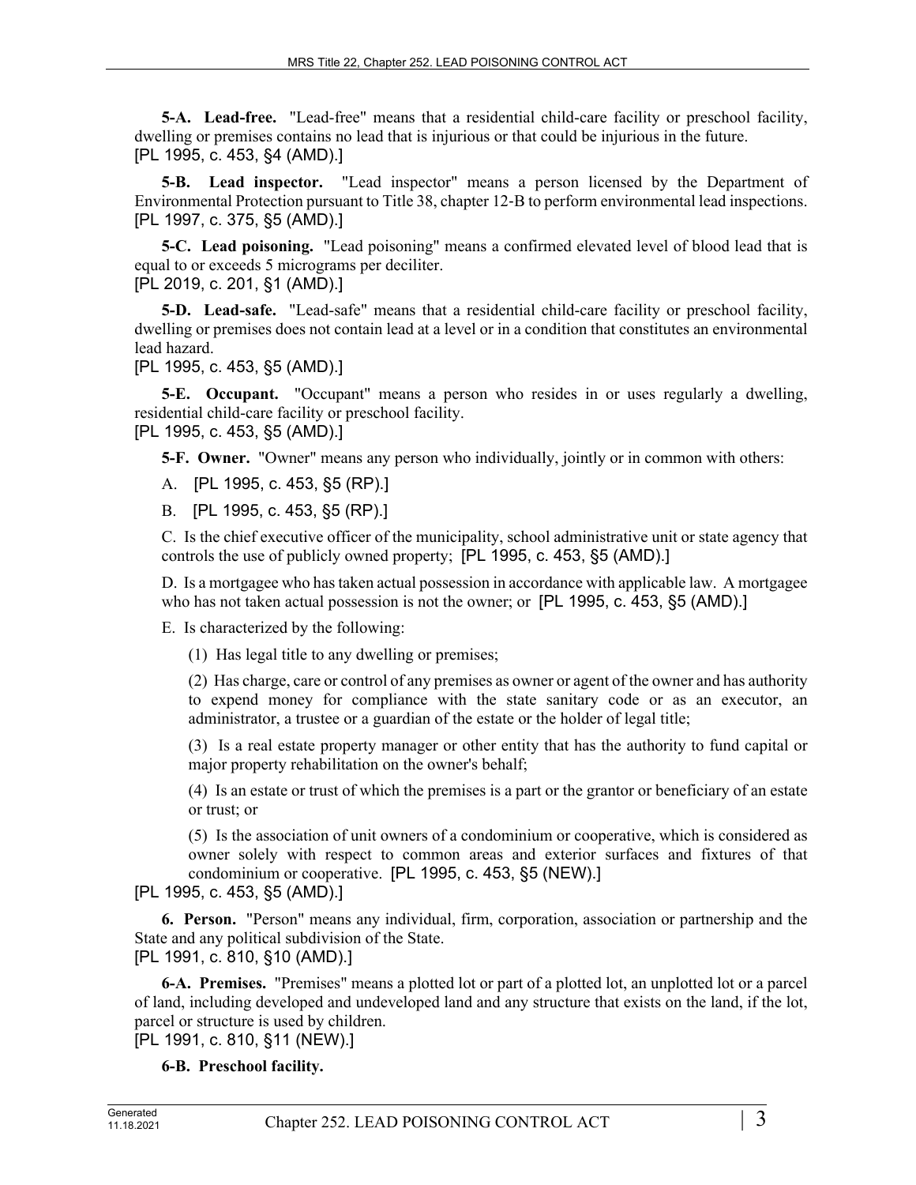**5-A. Lead-free.** "Lead-free" means that a residential child-care facility or preschool facility, dwelling or premises contains no lead that is injurious or that could be injurious in the future.
[PL 1995, c. 453, §4 (AMD).]

**5-B. Lead inspector.** "Lead inspector" means a person licensed by the Department of Environmental Protection pursuant to Title 38, chapter 12-B to perform environmental lead inspections.
[PL 1997, c. 375, §5 (AMD).]

**5-C. Lead poisoning.** "Lead poisoning" means a confirmed elevated level of blood lead that is equal to or exceeds 5 micrograms per deciliter.
[PL 2019, c. 201, §1 (AMD).]

**5-D. Lead-safe.** "Lead-safe" means that a residential child-care facility or preschool facility, dwelling or premises does not contain lead at a level or in a condition that constitutes an environmental lead hazard.
[PL 1995, c. 453, §5 (AMD).]

**5-E. Occupant.** "Occupant" means a person who resides in or uses regularly a dwelling, residential child-care facility or preschool facility.
[PL 1995, c. 453, §5 (AMD).]

**5-F. Owner.** "Owner" means any person who individually, jointly or in common with others:

A. [PL 1995, c. 453, §5 (RP).]

B. [PL 1995, c. 453, §5 (RP).]

C. Is the chief executive officer of the municipality, school administrative unit or state agency that controls the use of publicly owned property; [PL 1995, c. 453, §5 (AMD).]

D. Is a mortgagee who has taken actual possession in accordance with applicable law. A mortgagee who has not taken actual possession is not the owner; or [PL 1995, c. 453, §5 (AMD).]

E. Is characterized by the following:

(1) Has legal title to any dwelling or premises;

(2) Has charge, care or control of any premises as owner or agent of the owner and has authority to expend money for compliance with the state sanitary code or as an executor, an administrator, a trustee or a guardian of the estate or the holder of legal title;

(3) Is a real estate property manager or other entity that has the authority to fund capital or major property rehabilitation on the owner's behalf;

(4) Is an estate or trust of which the premises is a part or the grantor or beneficiary of an estate or trust; or

(5) Is the association of unit owners of a condominium or cooperative, which is considered as owner solely with respect to common areas and exterior surfaces and fixtures of that condominium or cooperative. [PL 1995, c. 453, §5 (NEW).]

[PL 1995, c. 453, §5 (AMD).]

**6. Person.** "Person" means any individual, firm, corporation, association or partnership and the State and any political subdivision of the State.
[PL 1991, c. 810, §10 (AMD).]

**6-A. Premises.** "Premises" means a plotted lot or part of a plotted lot, an unplotted lot or a parcel of land, including developed and undeveloped land and any structure that exists on the land, if the lot, parcel or structure is used by children.
[PL 1991, c. 810, §11 (NEW).]

**6-B. Preschool facility.**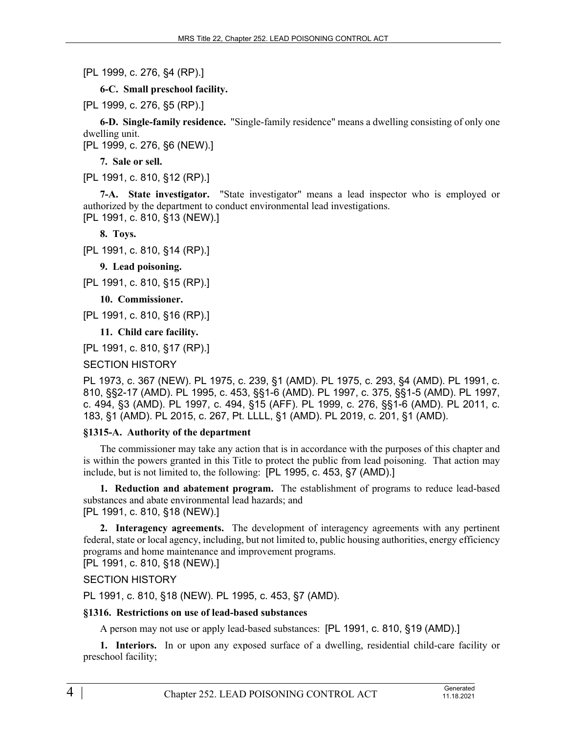[PL 1999, c. 276, §4 (RP).]

**6-C. Small preschool facility.**

[PL 1999, c. 276, §5 (RP).]

**6-D. Single-family residence.** "Single-family residence" means a dwelling consisting of only one dwelling unit.

[PL 1999, c. 276, §6 (NEW).]

**7. Sale or sell.**

[PL 1991, c. 810, §12 (RP).]

**7-A. State investigator.** "State investigator" means a lead inspector who is employed or authorized by the department to conduct environmental lead investigations.

[PL 1991, c. 810, §13 (NEW).]

**8. Toys.**

[PL 1991, c. 810, §14 (RP).]

**9. Lead poisoning.**

[PL 1991, c. 810, §15 (RP).]

**10. Commissioner.**

[PL 1991, c. 810, §16 (RP).]

**11. Child care facility.**

[PL 1991, c. 810, §17 (RP).]

SECTION HISTORY

PL 1973, c. 367 (NEW). PL 1975, c. 239, §1 (AMD). PL 1975, c. 293, §4 (AMD). PL 1991, c. 810, §§2-17 (AMD). PL 1995, c. 453, §§1-6 (AMD). PL 1997, c. 375, §§1-5 (AMD). PL 1997, c. 494, §3 (AMD). PL 1997, c. 494, §15 (AFF). PL 1999, c. 276, §§1-6 (AMD). PL 2011, c. 183, §1 (AMD). PL 2015, c. 267, Pt. LLLL, §1 (AMD). PL 2019, c. 201, §1 (AMD).

### §1315-A. Authority of the department

The commissioner may take any action that is in accordance with the purposes of this chapter and is within the powers granted in this Title to protect the public from lead poisoning. That action may include, but is not limited to, the following: [PL 1995, c. 453, §7 (AMD).]

**1. Reduction and abatement program.** The establishment of programs to reduce lead-based substances and abate environmental lead hazards; and

[PL 1991, c. 810, §18 (NEW).]

**2. Interagency agreements.** The development of interagency agreements with any pertinent federal, state or local agency, including, but not limited to, public housing authorities, energy efficiency programs and home maintenance and improvement programs.

[PL 1991, c. 810, §18 (NEW).]

SECTION HISTORY

PL 1991, c. 810, §18 (NEW). PL 1995, c. 453, §7 (AMD).

### §1316. Restrictions on use of lead-based substances

A person may not use or apply lead-based substances: [PL 1991, c. 810, §19 (AMD).]

**1. Interiors.** In or upon any exposed surface of a dwelling, residential child-care facility or preschool facility;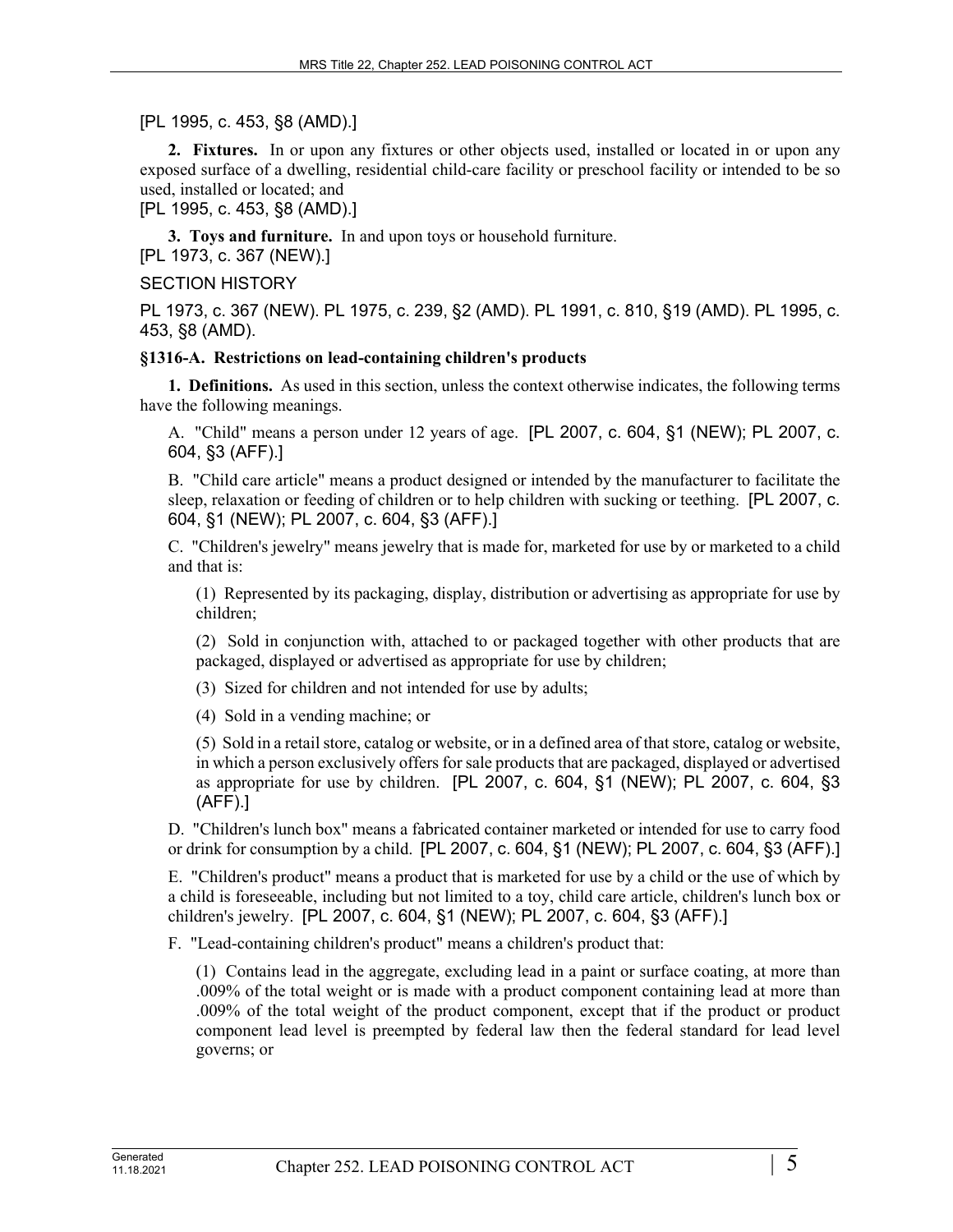[PL 1995, c. 453, §8 (AMD).]

**2. Fixtures.** In or upon any fixtures or other objects used, installed or located in or upon any exposed surface of a dwelling, residential child-care facility or preschool facility or intended to be so used, installed or located; and

[PL 1995, c. 453, §8 (AMD).]

**3. Toys and furniture.** In and upon toys or household furniture.

[PL 1973, c. 367 (NEW).]

SECTION HISTORY

PL 1973, c. 367 (NEW). PL 1975, c. 239, §2 (AMD). PL 1991, c. 810, §19 (AMD). PL 1995, c. 453, §8 (AMD).

**§1316-A. Restrictions on lead-containing children's products**

**1. Definitions.** As used in this section, unless the context otherwise indicates, the following terms have the following meanings.

A. "Child" means a person under 12 years of age. [PL 2007, c. 604, §1 (NEW); PL 2007, c. 604, §3 (AFF).]

B. "Child care article" means a product designed or intended by the manufacturer to facilitate the sleep, relaxation or feeding of children or to help children with sucking or teething. [PL 2007, c. 604, §1 (NEW); PL 2007, c. 604, §3 (AFF).]

C. "Children's jewelry" means jewelry that is made for, marketed for use by or marketed to a child and that is:

(1) Represented by its packaging, display, distribution or advertising as appropriate for use by children;

(2) Sold in conjunction with, attached to or packaged together with other products that are packaged, displayed or advertised as appropriate for use by children;

(3) Sized for children and not intended for use by adults;

(4) Sold in a vending machine; or

(5) Sold in a retail store, catalog or website, or in a defined area of that store, catalog or website, in which a person exclusively offers for sale products that are packaged, displayed or advertised as appropriate for use by children. [PL 2007, c. 604, §1 (NEW); PL 2007, c. 604, §3 (AFF).]

D. "Children's lunch box" means a fabricated container marketed or intended for use to carry food or drink for consumption by a child. [PL 2007, c. 604, §1 (NEW); PL 2007, c. 604, §3 (AFF).]

E. "Children's product" means a product that is marketed for use by a child or the use of which by a child is foreseeable, including but not limited to a toy, child care article, children's lunch box or children's jewelry. [PL 2007, c. 604, §1 (NEW); PL 2007, c. 604, §3 (AFF).]

F. "Lead-containing children's product" means a children's product that:

(1) Contains lead in the aggregate, excluding lead in a paint or surface coating, at more than .009% of the total weight or is made with a product component containing lead at more than .009% of the total weight of the product component, except that if the product or product component lead level is preempted by federal law then the federal standard for lead level governs; or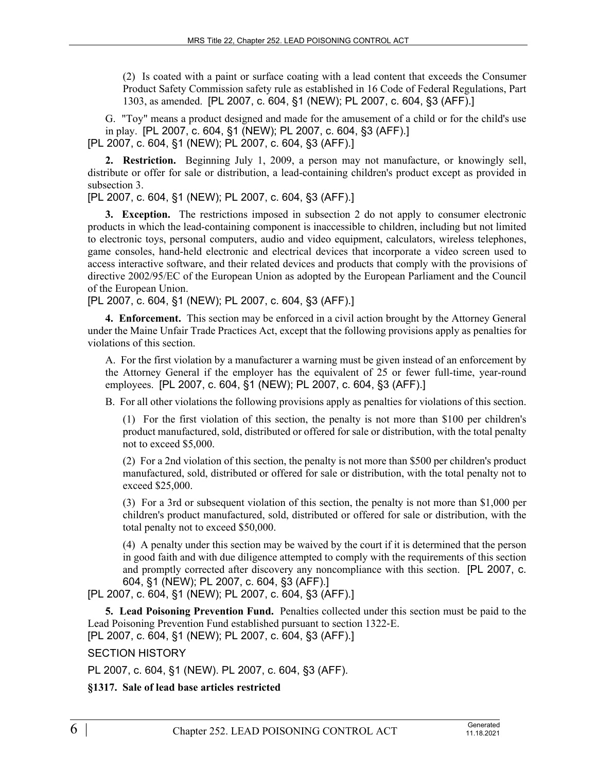(2) Is coated with a paint or surface coating with a lead content that exceeds the Consumer Product Safety Commission safety rule as established in 16 Code of Federal Regulations, Part 1303, as amended. [PL 2007, c. 604, §1 (NEW); PL 2007, c. 604, §3 (AFF).]

G. "Toy" means a product designed and made for the amusement of a child or for the child's use in play. [PL 2007, c. 604, §1 (NEW); PL 2007, c. 604, §3 (AFF).]

[PL 2007, c. 604, §1 (NEW); PL 2007, c. 604, §3 (AFF).]

**2. Restriction.** Beginning July 1, 2009, a person may not manufacture, or knowingly sell, distribute or offer for sale or distribution, a lead-containing children's product except as provided in subsection 3.

[PL 2007, c. 604, §1 (NEW); PL 2007, c. 604, §3 (AFF).]

**3. Exception.** The restrictions imposed in subsection 2 do not apply to consumer electronic products in which the lead-containing component is inaccessible to children, including but not limited to electronic toys, personal computers, audio and video equipment, calculators, wireless telephones, game consoles, hand-held electronic and electrical devices that incorporate a video screen used to access interactive software, and their related devices and products that comply with the provisions of directive 2002/95/EC of the European Union as adopted by the European Parliament and the Council of the European Union.

[PL 2007, c. 604, §1 (NEW); PL 2007, c. 604, §3 (AFF).]

**4. Enforcement.** This section may be enforced in a civil action brought by the Attorney General under the Maine Unfair Trade Practices Act, except that the following provisions apply as penalties for violations of this section.

A. For the first violation by a manufacturer a warning must be given instead of an enforcement by the Attorney General if the employer has the equivalent of 25 or fewer full-time, year-round employees. [PL 2007, c. 604, §1 (NEW); PL 2007, c. 604, §3 (AFF).]

B. For all other violations the following provisions apply as penalties for violations of this section.

(1) For the first violation of this section, the penalty is not more than $100 per children's product manufactured, sold, distributed or offered for sale or distribution, with the total penalty not to exceed $5,000.

(2) For a 2nd violation of this section, the penalty is not more than $500 per children's product manufactured, sold, distributed or offered for sale or distribution, with the total penalty not to exceed $25,000.

(3) For a 3rd or subsequent violation of this section, the penalty is not more than $1,000 per children's product manufactured, sold, distributed or offered for sale or distribution, with the total penalty not to exceed $50,000.

(4) A penalty under this section may be waived by the court if it is determined that the person in good faith and with due diligence attempted to comply with the requirements of this section and promptly corrected after discovery any noncompliance with this section. [PL 2007, c. 604, §1 (NEW); PL 2007, c. 604, §3 (AFF).]

[PL 2007, c. 604, §1 (NEW); PL 2007, c. 604, §3 (AFF).]

**5. Lead Poisoning Prevention Fund.** Penalties collected under this section must be paid to the Lead Poisoning Prevention Fund established pursuant to section 1322-E.

[PL 2007, c. 604, §1 (NEW); PL 2007, c. 604, §3 (AFF).]

SECTION HISTORY

PL 2007, c. 604, §1 (NEW). PL 2007, c. 604, §3 (AFF).

### §1317. Sale of lead base articles restricted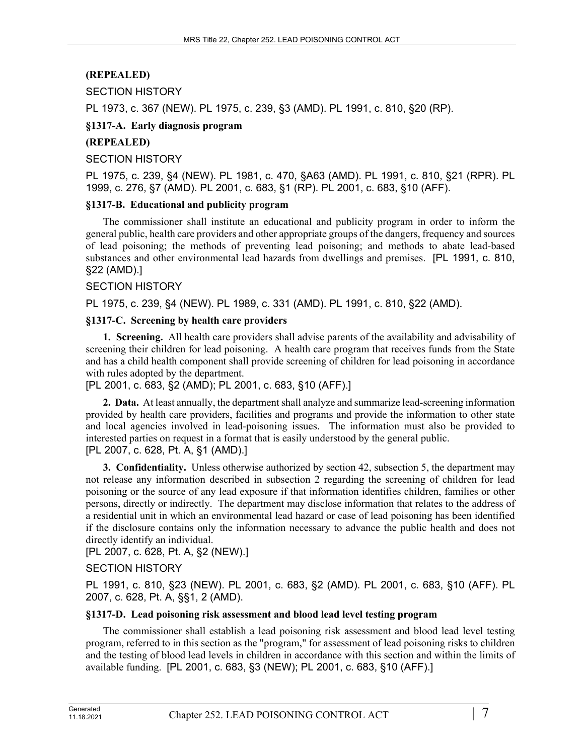**(REPEALED)**

SECTION HISTORY

PL 1973, c. 367 (NEW). PL 1975, c. 239, §3 (AMD). PL 1991, c. 810, §20 (RP).

**§1317-A. Early diagnosis program**

**(REPEALED)**

SECTION HISTORY

PL 1975, c. 239, §4 (NEW). PL 1981, c. 470, §A63 (AMD). PL 1991, c. 810, §21 (RPR). PL 1999, c. 276, §7 (AMD). PL 2001, c. 683, §1 (RP). PL 2001, c. 683, §10 (AFF).

**§1317-B. Educational and publicity program**

The commissioner shall institute an educational and publicity program in order to inform the general public, health care providers and other appropriate groups of the dangers, frequency and sources of lead poisoning; the methods of preventing lead poisoning; and methods to abate lead-based substances and other environmental lead hazards from dwellings and premises. [PL 1991, c. 810, §22 (AMD).]

SECTION HISTORY

PL 1975, c. 239, §4 (NEW). PL 1989, c. 331 (AMD). PL 1991, c. 810, §22 (AMD).

**§1317-C. Screening by health care providers**

**1. Screening.** All health care providers shall advise parents of the availability and advisability of screening their children for lead poisoning. A health care program that receives funds from the State and has a child health component shall provide screening of children for lead poisoning in accordance with rules adopted by the department.
[PL 2001, c. 683, §2 (AMD); PL 2001, c. 683, §10 (AFF).]

**2. Data.** At least annually, the department shall analyze and summarize lead-screening information provided by health care providers, facilities and programs and provide the information to other state and local agencies involved in lead-poisoning issues. The information must also be provided to interested parties on request in a format that is easily understood by the general public.
[PL 2007, c. 628, Pt. A, §1 (AMD).]

**3. Confidentiality.** Unless otherwise authorized by section 42, subsection 5, the department may not release any information described in subsection 2 regarding the screening of children for lead poisoning or the source of any lead exposure if that information identifies children, families or other persons, directly or indirectly. The department may disclose information that relates to the address of a residential unit in which an environmental lead hazard or case of lead poisoning has been identified if the disclosure contains only the information necessary to advance the public health and does not directly identify an individual.
[PL 2007, c. 628, Pt. A, §2 (NEW).]

SECTION HISTORY

PL 1991, c. 810, §23 (NEW). PL 2001, c. 683, §2 (AMD). PL 2001, c. 683, §10 (AFF). PL 2007, c. 628, Pt. A, §§1, 2 (AMD).

**§1317-D. Lead poisoning risk assessment and blood lead level testing program**

The commissioner shall establish a lead poisoning risk assessment and blood lead level testing program, referred to in this section as the "program," for assessment of lead poisoning risks to children and the testing of blood lead levels in children in accordance with this section and within the limits of available funding. [PL 2001, c. 683, §3 (NEW); PL 2001, c. 683, §10 (AFF).]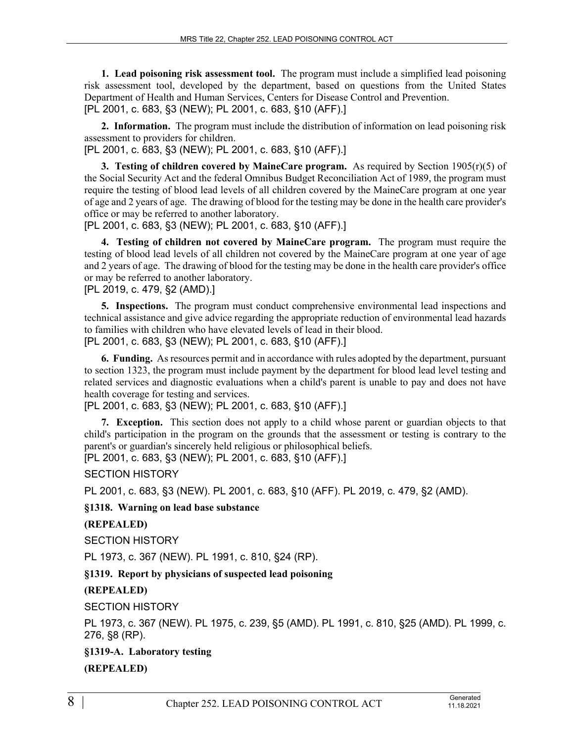**1. Lead poisoning risk assessment tool.** The program must include a simplified lead poisoning risk assessment tool, developed by the department, based on questions from the United States Department of Health and Human Services, Centers for Disease Control and Prevention.

[PL 2001, c. 683, §3 (NEW); PL 2001, c. 683, §10 (AFF).]

**2. Information.** The program must include the distribution of information on lead poisoning risk assessment to providers for children.

[PL 2001, c. 683, §3 (NEW); PL 2001, c. 683, §10 (AFF).]

**3. Testing of children covered by MaineCare program.** As required by Section 1905(r)(5) of the Social Security Act and the federal Omnibus Budget Reconciliation Act of 1989, the program must require the testing of blood lead levels of all children covered by the MaineCare program at one year of age and 2 years of age. The drawing of blood for the testing may be done in the health care provider's office or may be referred to another laboratory.

[PL 2001, c. 683, §3 (NEW); PL 2001, c. 683, §10 (AFF).]

**4. Testing of children not covered by MaineCare program.** The program must require the testing of blood lead levels of all children not covered by the MaineCare program at one year of age and 2 years of age. The drawing of blood for the testing may be done in the health care provider's office or may be referred to another laboratory.

[PL 2019, c. 479, §2 (AMD).]

**5. Inspections.** The program must conduct comprehensive environmental lead inspections and technical assistance and give advice regarding the appropriate reduction of environmental lead hazards to families with children who have elevated levels of lead in their blood.

[PL 2001, c. 683, §3 (NEW); PL 2001, c. 683, §10 (AFF).]

**6. Funding.** As resources permit and in accordance with rules adopted by the department, pursuant to section 1323, the program must include payment by the department for blood lead level testing and related services and diagnostic evaluations when a child's parent is unable to pay and does not have health coverage for testing and services.

[PL 2001, c. 683, §3 (NEW); PL 2001, c. 683, §10 (AFF).]

**7. Exception.** This section does not apply to a child whose parent or guardian objects to that child's participation in the program on the grounds that the assessment or testing is contrary to the parent's or guardian's sincerely held religious or philosophical beliefs.

[PL 2001, c. 683, §3 (NEW); PL 2001, c. 683, §10 (AFF).]

SECTION HISTORY

PL 2001, c. 683, §3 (NEW). PL 2001, c. 683, §10 (AFF). PL 2019, c. 479, §2 (AMD).

**§1318. Warning on lead base substance**

**(REPEALED)**

SECTION HISTORY

PL 1973, c. 367 (NEW). PL 1991, c. 810, §24 (RP).

**§1319. Report by physicians of suspected lead poisoning**

**(REPEALED)**

SECTION HISTORY

PL 1973, c. 367 (NEW). PL 1975, c. 239, §5 (AMD). PL 1991, c. 810, §25 (AMD). PL 1999, c. 276, §8 (RP).

**§1319-A. Laboratory testing**

**(REPEALED)**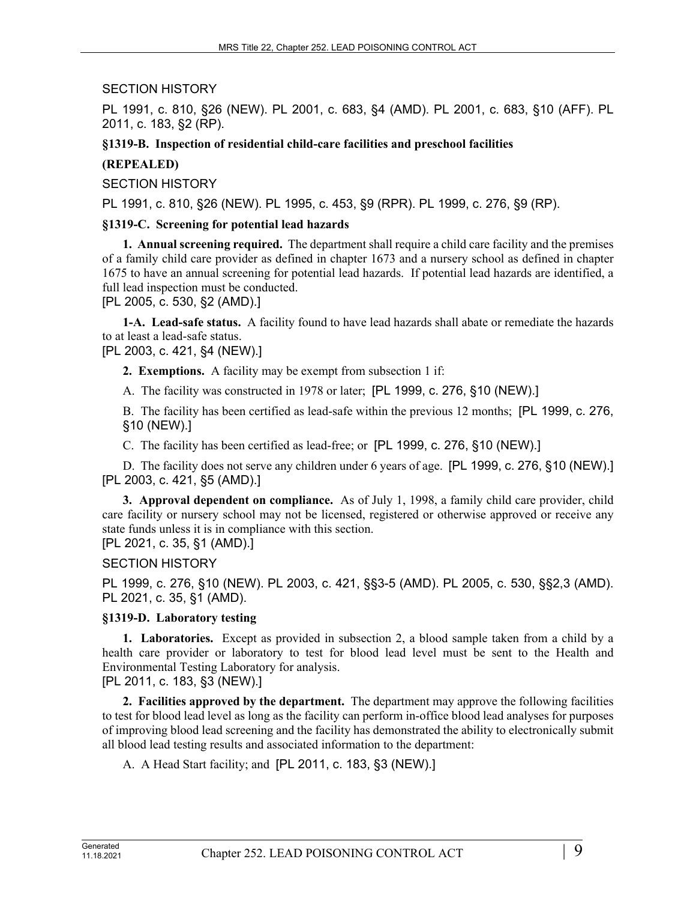SECTION HISTORY

PL 1991, c. 810, §26 (NEW). PL 2001, c. 683, §4 (AMD). PL 2001, c. 683, §10 (AFF). PL 2011, c. 183, §2 (RP).

**§1319-B. Inspection of residential child-care facilities and preschool facilities**

**(REPEALED)**

SECTION HISTORY

PL 1991, c. 810, §26 (NEW). PL 1995, c. 453, §9 (RPR). PL 1999, c. 276, §9 (RP).

**§1319-C. Screening for potential lead hazards**

**1. Annual screening required.** The department shall require a child care facility and the premises of a family child care provider as defined in chapter 1673 and a nursery school as defined in chapter 1675 to have an annual screening for potential lead hazards. If potential lead hazards are identified, a full lead inspection must be conducted.

[PL 2005, c. 530, §2 (AMD).]

**1-A. Lead-safe status.** A facility found to have lead hazards shall abate or remediate the hazards to at least a lead-safe status.

[PL 2003, c. 421, §4 (NEW).]

**2. Exemptions.** A facility may be exempt from subsection 1 if:

A. The facility was constructed in 1978 or later; [PL 1999, c. 276, §10 (NEW).]

B. The facility has been certified as lead-safe within the previous 12 months; [PL 1999, c. 276, §10 (NEW).]

C. The facility has been certified as lead-free; or [PL 1999, c. 276, §10 (NEW).]

D. The facility does not serve any children under 6 years of age. [PL 1999, c. 276, §10 (NEW).]

[PL 2003, c. 421, §5 (AMD).]

**3. Approval dependent on compliance.** As of July 1, 1998, a family child care provider, child care facility or nursery school may not be licensed, registered or otherwise approved or receive any state funds unless it is in compliance with this section.

[PL 2021, c. 35, §1 (AMD).]

SECTION HISTORY

PL 1999, c. 276, §10 (NEW). PL 2003, c. 421, §§3-5 (AMD). PL 2005, c. 530, §§2,3 (AMD). PL 2021, c. 35, §1 (AMD).

**§1319-D. Laboratory testing**

**1. Laboratories.** Except as provided in subsection 2, a blood sample taken from a child by a health care provider or laboratory to test for blood lead level must be sent to the Health and Environmental Testing Laboratory for analysis.

[PL 2011, c. 183, §3 (NEW).]

**2. Facilities approved by the department.** The department may approve the following facilities to test for blood lead level as long as the facility can perform in-office blood lead analyses for purposes of improving blood lead screening and the facility has demonstrated the ability to electronically submit all blood lead testing results and associated information to the department:

A. A Head Start facility; and [PL 2011, c. 183, §3 (NEW).]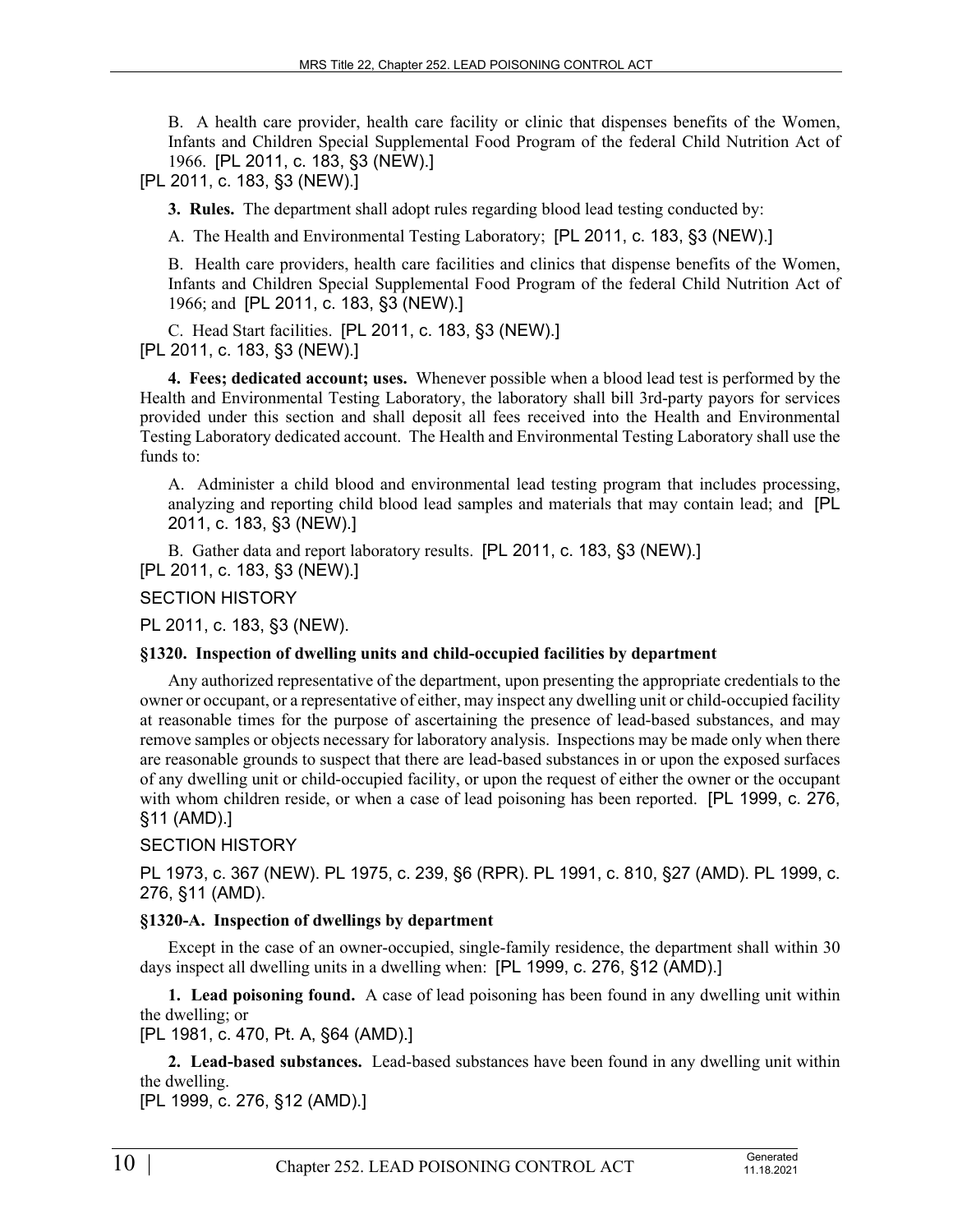B. A health care provider, health care facility or clinic that dispenses benefits of the Women, Infants and Children Special Supplemental Food Program of the federal Child Nutrition Act of 1966. [PL 2011, c. 183, §3 (NEW).]

[PL 2011, c. 183, §3 (NEW).]

**3. Rules.** The department shall adopt rules regarding blood lead testing conducted by:

A. The Health and Environmental Testing Laboratory; [PL 2011, c. 183, §3 (NEW).]

B. Health care providers, health care facilities and clinics that dispense benefits of the Women, Infants and Children Special Supplemental Food Program of the federal Child Nutrition Act of 1966; and [PL 2011, c. 183, §3 (NEW).]

C. Head Start facilities. [PL 2011, c. 183, §3 (NEW).]

[PL 2011, c. 183, §3 (NEW).]

**4. Fees; dedicated account; uses.** Whenever possible when a blood lead test is performed by the Health and Environmental Testing Laboratory, the laboratory shall bill 3rd-party payors for services provided under this section and shall deposit all fees received into the Health and Environmental Testing Laboratory dedicated account. The Health and Environmental Testing Laboratory shall use the funds to:

A. Administer a child blood and environmental lead testing program that includes processing, analyzing and reporting child blood lead samples and materials that may contain lead; and [PL 2011, c. 183, §3 (NEW).]

B. Gather data and report laboratory results. [PL 2011, c. 183, §3 (NEW).]

[PL 2011, c. 183, §3 (NEW).]

SECTION HISTORY

PL 2011, c. 183, §3 (NEW).

### §1320. Inspection of dwelling units and child-occupied facilities by department

Any authorized representative of the department, upon presenting the appropriate credentials to the owner or occupant, or a representative of either, may inspect any dwelling unit or child-occupied facility at reasonable times for the purpose of ascertaining the presence of lead-based substances, and may remove samples or objects necessary for laboratory analysis. Inspections may be made only when there are reasonable grounds to suspect that there are lead-based substances in or upon the exposed surfaces of any dwelling unit or child-occupied facility, or upon the request of either the owner or the occupant with whom children reside, or when a case of lead poisoning has been reported. [PL 1999, c. 276, §11 (AMD).]

SECTION HISTORY

PL 1973, c. 367 (NEW). PL 1975, c. 239, §6 (RPR). PL 1991, c. 810, §27 (AMD). PL 1999, c. 276, §11 (AMD).

### §1320-A. Inspection of dwellings by department

Except in the case of an owner-occupied, single-family residence, the department shall within 30 days inspect all dwelling units in a dwelling when: [PL 1999, c. 276, §12 (AMD).]

**1. Lead poisoning found.** A case of lead poisoning has been found in any dwelling unit within the dwelling; or

[PL 1981, c. 470, Pt. A, §64 (AMD).]

**2. Lead-based substances.** Lead-based substances have been found in any dwelling unit within the dwelling.

[PL 1999, c. 276, §12 (AMD).]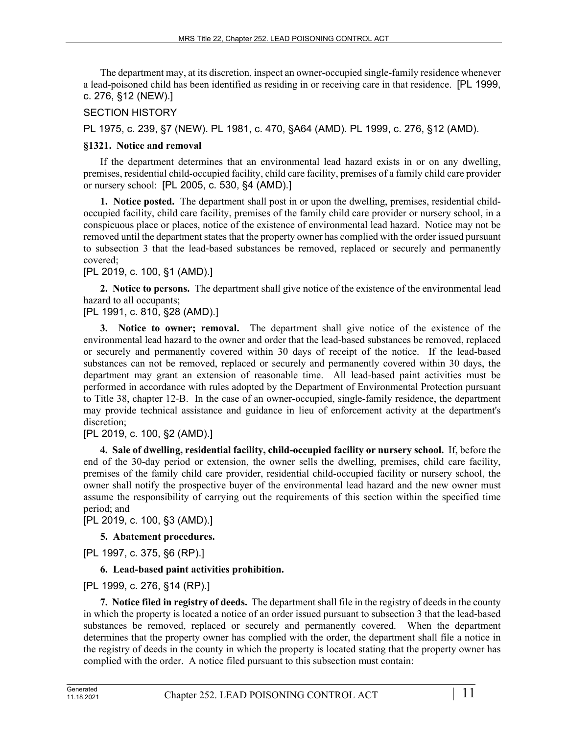The department may, at its discretion, inspect an owner-occupied single-family residence whenever a lead-poisoned child has been identified as residing in or receiving care in that residence. [PL 1999, c. 276, §12 (NEW).]

SECTION HISTORY

PL 1975, c. 239, §7 (NEW). PL 1981, c. 470, §A64 (AMD). PL 1999, c. 276, §12 (AMD).

**§1321. Notice and removal**

If the department determines that an environmental lead hazard exists in or on any dwelling, premises, residential child-occupied facility, child care facility, premises of a family child care provider or nursery school: [PL 2005, c. 530, §4 (AMD).]

**1. Notice posted.** The department shall post in or upon the dwelling, premises, residential child-occupied facility, child care facility, premises of the family child care provider or nursery school, in a conspicuous place or places, notice of the existence of environmental lead hazard. Notice may not be removed until the department states that the property owner has complied with the order issued pursuant to subsection 3 that the lead-based substances be removed, replaced or securely and permanently covered;

[PL 2019, c. 100, §1 (AMD).]

**2. Notice to persons.** The department shall give notice of the existence of the environmental lead hazard to all occupants;

[PL 1991, c. 810, §28 (AMD).]

**3. Notice to owner; removal.** The department shall give notice of the existence of the environmental lead hazard to the owner and order that the lead-based substances be removed, replaced or securely and permanently covered within 30 days of receipt of the notice. If the lead-based substances can not be removed, replaced or securely and permanently covered within 30 days, the department may grant an extension of reasonable time. All lead-based paint activities must be performed in accordance with rules adopted by the Department of Environmental Protection pursuant to Title 38, chapter 12-B. In the case of an owner-occupied, single-family residence, the department may provide technical assistance and guidance in lieu of enforcement activity at the department's discretion;

[PL 2019, c. 100, §2 (AMD).]

**4. Sale of dwelling, residential facility, child-occupied facility or nursery school.** If, before the end of the 30-day period or extension, the owner sells the dwelling, premises, child care facility, premises of the family child care provider, residential child-occupied facility or nursery school, the owner shall notify the prospective buyer of the environmental lead hazard and the new owner must assume the responsibility of carrying out the requirements of this section within the specified time period; and

[PL 2019, c. 100, §3 (AMD).]

**5. Abatement procedures.**

[PL 1997, c. 375, §6 (RP).]

**6. Lead-based paint activities prohibition.**

[PL 1999, c. 276, §14 (RP).]

**7. Notice filed in registry of deeds.** The department shall file in the registry of deeds in the county in which the property is located a notice of an order issued pursuant to subsection 3 that the lead-based substances be removed, replaced or securely and permanently covered. When the department determines that the property owner has complied with the order, the department shall file a notice in the registry of deeds in the county in which the property is located stating that the property owner has complied with the order. A notice filed pursuant to this subsection must contain: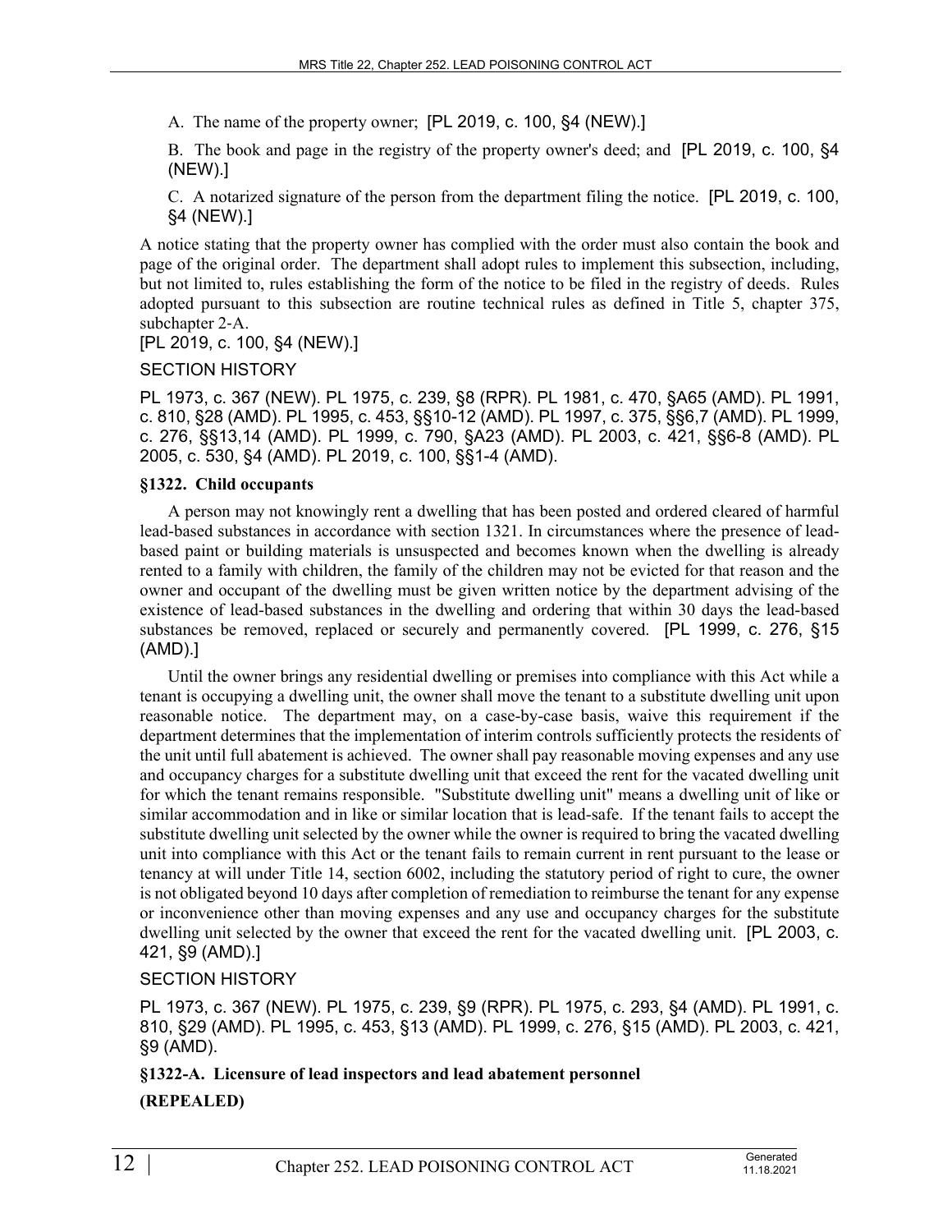A. The name of the property owner; [PL 2019, c. 100, §4 (NEW).]

B. The book and page in the registry of the property owner's deed; and [PL 2019, c. 100, §4 (NEW).]

C. A notarized signature of the person from the department filing the notice. [PL 2019, c. 100, §4 (NEW).]

A notice stating that the property owner has complied with the order must also contain the book and page of the original order. The department shall adopt rules to implement this subsection, including, but not limited to, rules establishing the form of the notice to be filed in the registry of deeds. Rules adopted pursuant to this subsection are routine technical rules as defined in Title 5, chapter 375, subchapter 2-A.

[PL 2019, c. 100, §4 (NEW).]

SECTION HISTORY

PL 1973, c. 367 (NEW). PL 1975, c. 239, §8 (RPR). PL 1981, c. 470, §A65 (AMD). PL 1991, c. 810, §28 (AMD). PL 1995, c. 453, §§10-12 (AMD). PL 1997, c. 375, §§6,7 (AMD). PL 1999, c. 276, §§13,14 (AMD). PL 1999, c. 790, §A23 (AMD). PL 2003, c. 421, §§6-8 (AMD). PL 2005, c. 530, §4 (AMD). PL 2019, c. 100, §§1-4 (AMD).

**§1322. Child occupants**

A person may not knowingly rent a dwelling that has been posted and ordered cleared of harmful lead-based substances in accordance with section 1321. In circumstances where the presence of lead-based paint or building materials is unsuspected and becomes known when the dwelling is already rented to a family with children, the family of the children may not be evicted for that reason and the owner and occupant of the dwelling must be given written notice by the department advising of the existence of lead-based substances in the dwelling and ordering that within 30 days the lead-based substances be removed, replaced or securely and permanently covered. [PL 1999, c. 276, §15 (AMD).]

Until the owner brings any residential dwelling or premises into compliance with this Act while a tenant is occupying a dwelling unit, the owner shall move the tenant to a substitute dwelling unit upon reasonable notice. The department may, on a case-by-case basis, waive this requirement if the department determines that the implementation of interim controls sufficiently protects the residents of the unit until full abatement is achieved. The owner shall pay reasonable moving expenses and any use and occupancy charges for a substitute dwelling unit that exceed the rent for the vacated dwelling unit for which the tenant remains responsible. "Substitute dwelling unit" means a dwelling unit of like or similar accommodation and in like or similar location that is lead-safe. If the tenant fails to accept the substitute dwelling unit selected by the owner while the owner is required to bring the vacated dwelling unit into compliance with this Act or the tenant fails to remain current in rent pursuant to the lease or tenancy at will under Title 14, section 6002, including the statutory period of right to cure, the owner is not obligated beyond 10 days after completion of remediation to reimburse the tenant for any expense or inconvenience other than moving expenses and any use and occupancy charges for the substitute dwelling unit selected by the owner that exceed the rent for the vacated dwelling unit. [PL 2003, c. 421, §9 (AMD).]

SECTION HISTORY

PL 1973, c. 367 (NEW). PL 1975, c. 239, §9 (RPR). PL 1975, c. 293, §4 (AMD). PL 1991, c. 810, §29 (AMD). PL 1995, c. 453, §13 (AMD). PL 1999, c. 276, §15 (AMD). PL 2003, c. 421, §9 (AMD).

**§1322-A. Licensure of lead inspectors and lead abatement personnel**

**(REPEALED)**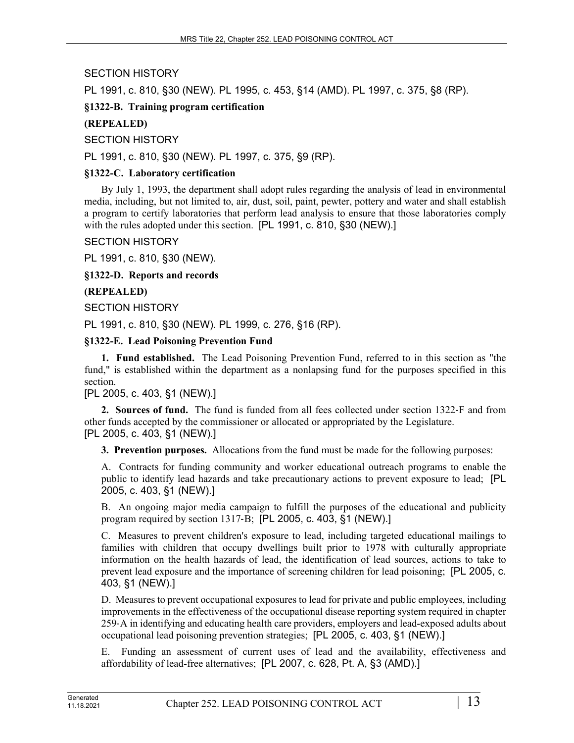SECTION HISTORY

PL 1991, c. 810, §30 (NEW). PL 1995, c. 453, §14 (AMD). PL 1997, c. 375, §8 (RP).

**§1322-B. Training program certification**

**(REPEALED)**

SECTION HISTORY

PL 1991, c. 810, §30 (NEW). PL 1997, c. 375, §9 (RP).

**§1322-C. Laboratory certification**

By July 1, 1993, the department shall adopt rules regarding the analysis of lead in environmental media, including, but not limited to, air, dust, soil, paint, pewter, pottery and water and shall establish a program to certify laboratories that perform lead analysis to ensure that those laboratories comply with the rules adopted under this section. [PL 1991, c. 810, §30 (NEW).]

SECTION HISTORY

PL 1991, c. 810, §30 (NEW).

**§1322-D. Reports and records**

**(REPEALED)**

SECTION HISTORY

PL 1991, c. 810, §30 (NEW). PL 1999, c. 276, §16 (RP).

**§1322-E. Lead Poisoning Prevention Fund**

**1. Fund established.** The Lead Poisoning Prevention Fund, referred to in this section as "the fund," is established within the department as a nonlapsing fund for the purposes specified in this section.
[PL 2005, c. 403, §1 (NEW).]

**2. Sources of fund.** The fund is funded from all fees collected under section 1322-F and from other funds accepted by the commissioner or allocated or appropriated by the Legislature.
[PL 2005, c. 403, §1 (NEW).]

**3. Prevention purposes.** Allocations from the fund must be made for the following purposes:

A. Contracts for funding community and worker educational outreach programs to enable the public to identify lead hazards and take precautionary actions to prevent exposure to lead; [PL 2005, c. 403, §1 (NEW).]

B. An ongoing major media campaign to fulfill the purposes of the educational and publicity program required by section 1317-B; [PL 2005, c. 403, §1 (NEW).]

C. Measures to prevent children's exposure to lead, including targeted educational mailings to families with children that occupy dwellings built prior to 1978 with culturally appropriate information on the health hazards of lead, the identification of lead sources, actions to take to prevent lead exposure and the importance of screening children for lead poisoning; [PL 2005, c. 403, §1 (NEW).]

D. Measures to prevent occupational exposures to lead for private and public employees, including improvements in the effectiveness of the occupational disease reporting system required in chapter 259-A in identifying and educating health care providers, employers and lead-exposed adults about occupational lead poisoning prevention strategies; [PL 2005, c. 403, §1 (NEW).]

E. Funding an assessment of current uses of lead and the availability, effectiveness and affordability of lead-free alternatives; [PL 2007, c. 628, Pt. A, §3 (AMD).]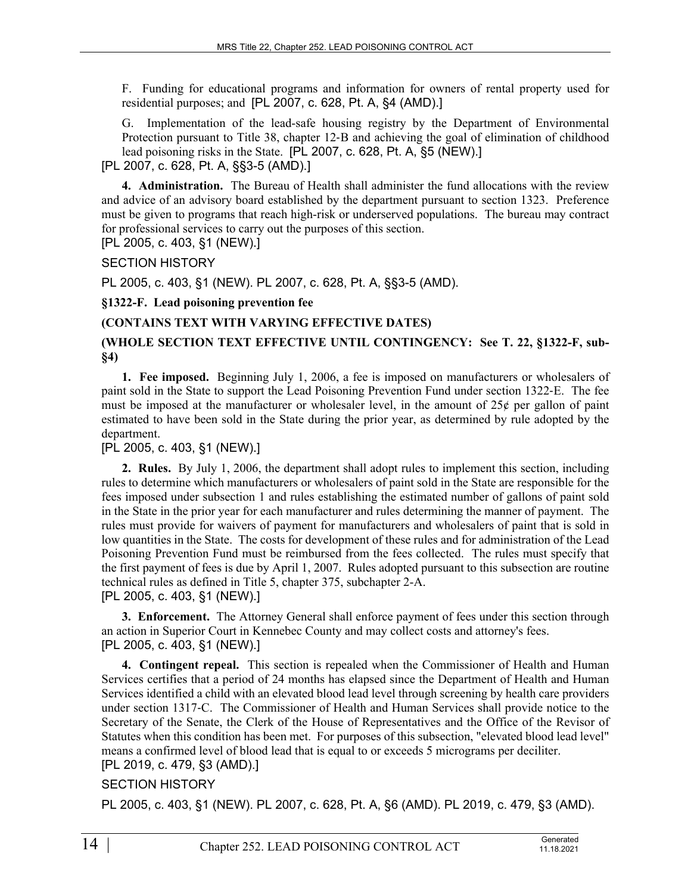F. Funding for educational programs and information for owners of rental property used for residential purposes; and [PL 2007, c. 628, Pt. A, §4 (AMD).]

G. Implementation of the lead-safe housing registry by the Department of Environmental Protection pursuant to Title 38, chapter 12-B and achieving the goal of elimination of childhood lead poisoning risks in the State. [PL 2007, c. 628, Pt. A, §5 (NEW).]

[PL 2007, c. 628, Pt. A, §§3-5 (AMD).]

**4. Administration.** The Bureau of Health shall administer the fund allocations with the review and advice of an advisory board established by the department pursuant to section 1323. Preference must be given to programs that reach high-risk or underserved populations. The bureau may contract for professional services to carry out the purposes of this section.

[PL 2005, c. 403, §1 (NEW).]

SECTION HISTORY

PL 2005, c. 403, §1 (NEW). PL 2007, c. 628, Pt. A, §§3-5 (AMD).

### §1322-F. Lead poisoning prevention fee

**(CONTAINS TEXT WITH VARYING EFFECTIVE DATES)**

**(WHOLE SECTION TEXT EFFECTIVE UNTIL CONTINGENCY: See T. 22, §1322-F, sub-§4)**

**1. Fee imposed.** Beginning July 1, 2006, a fee is imposed on manufacturers or wholesalers of paint sold in the State to support the Lead Poisoning Prevention Fund under section 1322-E. The fee must be imposed at the manufacturer or wholesaler level, in the amount of 25¢ per gallon of paint estimated to have been sold in the State during the prior year, as determined by rule adopted by the department.

[PL 2005, c. 403, §1 (NEW).]

**2. Rules.** By July 1, 2006, the department shall adopt rules to implement this section, including rules to determine which manufacturers or wholesalers of paint sold in the State are responsible for the fees imposed under subsection 1 and rules establishing the estimated number of gallons of paint sold in the State in the prior year for each manufacturer and rules determining the manner of payment. The rules must provide for waivers of payment for manufacturers and wholesalers of paint that is sold in low quantities in the State. The costs for development of these rules and for administration of the Lead Poisoning Prevention Fund must be reimbursed from the fees collected. The rules must specify that the first payment of fees is due by April 1, 2007. Rules adopted pursuant to this subsection are routine technical rules as defined in Title 5, chapter 375, subchapter 2-A.

[PL 2005, c. 403, §1 (NEW).]

**3. Enforcement.** The Attorney General shall enforce payment of fees under this section through an action in Superior Court in Kennebec County and may collect costs and attorney's fees.

[PL 2005, c. 403, §1 (NEW).]

**4. Contingent repeal.** This section is repealed when the Commissioner of Health and Human Services certifies that a period of 24 months has elapsed since the Department of Health and Human Services identified a child with an elevated blood lead level through screening by health care providers under section 1317-C. The Commissioner of Health and Human Services shall provide notice to the Secretary of the Senate, the Clerk of the House of Representatives and the Office of the Revisor of Statutes when this condition has been met. For purposes of this subsection, "elevated blood lead level" means a confirmed level of blood lead that is equal to or exceeds 5 micrograms per deciliter.

[PL 2019, c. 479, §3 (AMD).]

SECTION HISTORY

PL 2005, c. 403, §1 (NEW). PL 2007, c. 628, Pt. A, §6 (AMD). PL 2019, c. 479, §3 (AMD).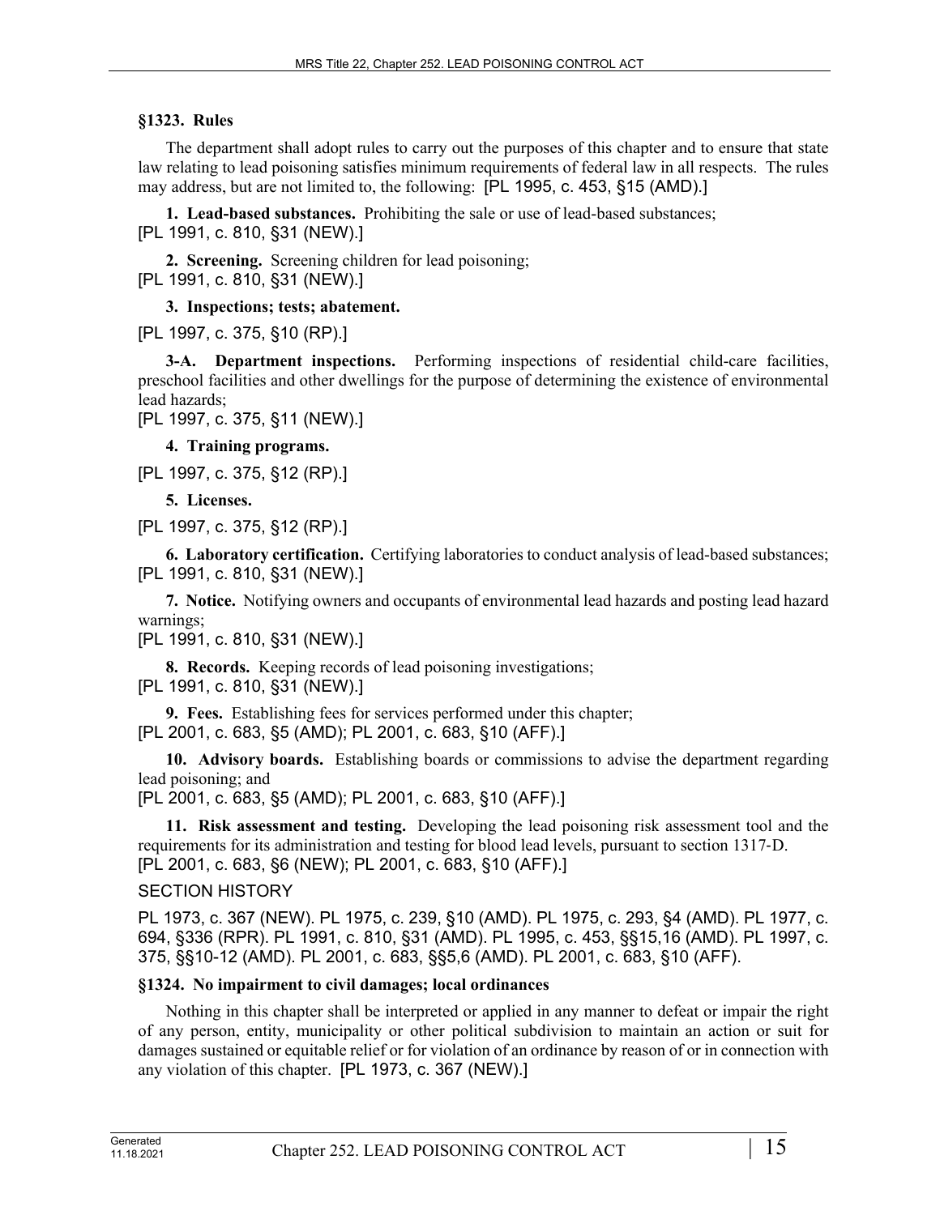### §1323. Rules

The department shall adopt rules to carry out the purposes of this chapter and to ensure that state law relating to lead poisoning satisfies minimum requirements of federal law in all respects. The rules may address, but are not limited to, the following: [PL 1995, c. 453, §15 (AMD).]

**1. Lead-based substances.** Prohibiting the sale or use of lead-based substances;
[PL 1991, c. 810, §31 (NEW).]

**2. Screening.** Screening children for lead poisoning;
[PL 1991, c. 810, §31 (NEW).]

**3. Inspections; tests; abatement.**

[PL 1997, c. 375, §10 (RP).]

**3-A. Department inspections.** Performing inspections of residential child-care facilities, preschool facilities and other dwellings for the purpose of determining the existence of environmental lead hazards;
[PL 1997, c. 375, §11 (NEW).]

**4. Training programs.**

[PL 1997, c. 375, §12 (RP).]

**5. Licenses.**

[PL 1997, c. 375, §12 (RP).]

**6. Laboratory certification.** Certifying laboratories to conduct analysis of lead-based substances;
[PL 1991, c. 810, §31 (NEW).]

**7. Notice.** Notifying owners and occupants of environmental lead hazards and posting lead hazard warnings;
[PL 1991, c. 810, §31 (NEW).]

**8. Records.** Keeping records of lead poisoning investigations;
[PL 1991, c. 810, §31 (NEW).]

**9. Fees.** Establishing fees for services performed under this chapter;
[PL 2001, c. 683, §5 (AMD); PL 2001, c. 683, §10 (AFF).]

**10. Advisory boards.** Establishing boards or commissions to advise the department regarding lead poisoning; and
[PL 2001, c. 683, §5 (AMD); PL 2001, c. 683, §10 (AFF).]

**11. Risk assessment and testing.** Developing the lead poisoning risk assessment tool and the requirements for its administration and testing for blood lead levels, pursuant to section 1317-D.
[PL 2001, c. 683, §6 (NEW); PL 2001, c. 683, §10 (AFF).]

SECTION HISTORY

PL 1973, c. 367 (NEW). PL 1975, c. 239, §10 (AMD). PL 1975, c. 293, §4 (AMD). PL 1977, c. 694, §336 (RPR). PL 1991, c. 810, §31 (AMD). PL 1995, c. 453, §§15,16 (AMD). PL 1997, c. 375, §§10-12 (AMD). PL 2001, c. 683, §§5,6 (AMD). PL 2001, c. 683, §10 (AFF).

### §1324. No impairment to civil damages; local ordinances

Nothing in this chapter shall be interpreted or applied in any manner to defeat or impair the right of any person, entity, municipality or other political subdivision to maintain an action or suit for damages sustained or equitable relief or for violation of an ordinance by reason of or in connection with any violation of this chapter. [PL 1973, c. 367 (NEW).]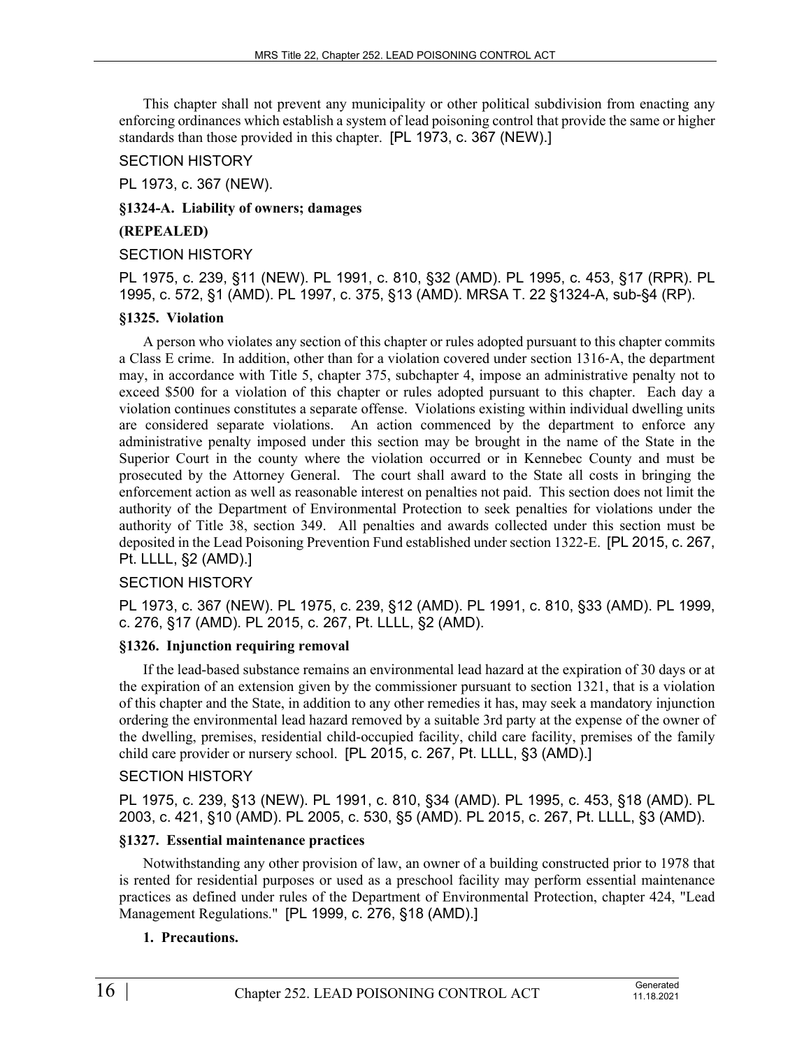This chapter shall not prevent any municipality or other political subdivision from enacting any enforcing ordinances which establish a system of lead poisoning control that provide the same or higher standards than those provided in this chapter. [PL 1973, c. 367 (NEW).]

SECTION HISTORY

PL 1973, c. 367 (NEW).

**§1324-A. Liability of owners; damages**

**(REPEALED)**

SECTION HISTORY

PL 1975, c. 239, §11 (NEW). PL 1991, c. 810, §32 (AMD). PL 1995, c. 453, §17 (RPR). PL 1995, c. 572, §1 (AMD). PL 1997, c. 375, §13 (AMD). MRSA T. 22 §1324-A, sub-§4 (RP).

**§1325. Violation**

A person who violates any section of this chapter or rules adopted pursuant to this chapter commits a Class E crime. In addition, other than for a violation covered under section 1316-A, the department may, in accordance with Title 5, chapter 375, subchapter 4, impose an administrative penalty not to exceed $500 for a violation of this chapter or rules adopted pursuant to this chapter. Each day a violation continues constitutes a separate offense. Violations existing within individual dwelling units are considered separate violations. An action commenced by the department to enforce any administrative penalty imposed under this section may be brought in the name of the State in the Superior Court in the county where the violation occurred or in Kennebec County and must be prosecuted by the Attorney General. The court shall award to the State all costs in bringing the enforcement action as well as reasonable interest on penalties not paid. This section does not limit the authority of the Department of Environmental Protection to seek penalties for violations under the authority of Title 38, section 349. All penalties and awards collected under this section must be deposited in the Lead Poisoning Prevention Fund established under section 1322-E. [PL 2015, c. 267, Pt. LLLL, §2 (AMD).]

SECTION HISTORY

PL 1973, c. 367 (NEW). PL 1975, c. 239, §12 (AMD). PL 1991, c. 810, §33 (AMD). PL 1999, c. 276, §17 (AMD). PL 2015, c. 267, Pt. LLLL, §2 (AMD).

**§1326. Injunction requiring removal**

If the lead-based substance remains an environmental lead hazard at the expiration of 30 days or at the expiration of an extension given by the commissioner pursuant to section 1321, that is a violation of this chapter and the State, in addition to any other remedies it has, may seek a mandatory injunction ordering the environmental lead hazard removed by a suitable 3rd party at the expense of the owner of the dwelling, premises, residential child-occupied facility, child care facility, premises of the family child care provider or nursery school. [PL 2015, c. 267, Pt. LLLL, §3 (AMD).]

SECTION HISTORY

PL 1975, c. 239, §13 (NEW). PL 1991, c. 810, §34 (AMD). PL 1995, c. 453, §18 (AMD). PL 2003, c. 421, §10 (AMD). PL 2005, c. 530, §5 (AMD). PL 2015, c. 267, Pt. LLLL, §3 (AMD).

**§1327. Essential maintenance practices**

Notwithstanding any other provision of law, an owner of a building constructed prior to 1978 that is rented for residential purposes or used as a preschool facility may perform essential maintenance practices as defined under rules of the Department of Environmental Protection, chapter 424, "Lead Management Regulations." [PL 1999, c. 276, §18 (AMD).]

**1. Precautions.**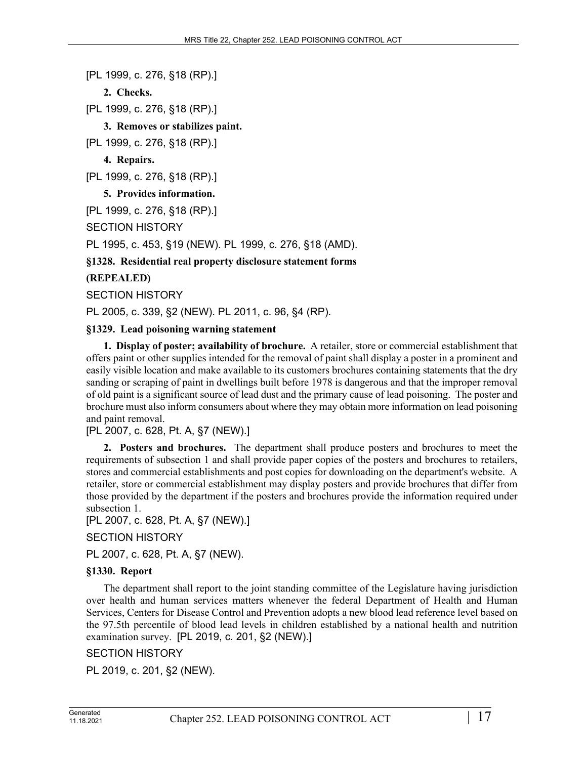[PL 1999, c. 276, §18 (RP).]

**2. Checks.**

[PL 1999, c. 276, §18 (RP).]

**3. Removes or stabilizes paint.**

[PL 1999, c. 276, §18 (RP).]

**4. Repairs.**

[PL 1999, c. 276, §18 (RP).]

**5. Provides information.**

[PL 1999, c. 276, §18 (RP).]

SECTION HISTORY

PL 1995, c. 453, §19 (NEW). PL 1999, c. 276, §18 (AMD).

**§1328. Residential real property disclosure statement forms**

**(REPEALED)**

SECTION HISTORY

PL 2005, c. 339, §2 (NEW). PL 2011, c. 96, §4 (RP).

**§1329. Lead poisoning warning statement**

**1. Display of poster; availability of brochure.** A retailer, store or commercial establishment that offers paint or other supplies intended for the removal of paint shall display a poster in a prominent and easily visible location and make available to its customers brochures containing statements that the dry sanding or scraping of paint in dwellings built before 1978 is dangerous and that the improper removal of old paint is a significant source of lead dust and the primary cause of lead poisoning. The poster and brochure must also inform consumers about where they may obtain more information on lead poisoning and paint removal.

[PL 2007, c. 628, Pt. A, §7 (NEW).]

**2. Posters and brochures.** The department shall produce posters and brochures to meet the requirements of subsection 1 and shall provide paper copies of the posters and brochures to retailers, stores and commercial establishments and post copies for downloading on the department's website. A retailer, store or commercial establishment may display posters and provide brochures that differ from those provided by the department if the posters and brochures provide the information required under subsection 1.

[PL 2007, c. 628, Pt. A, §7 (NEW).]

SECTION HISTORY

PL 2007, c. 628, Pt. A, §7 (NEW).

**§1330. Report**

The department shall report to the joint standing committee of the Legislature having jurisdiction over health and human services matters whenever the federal Department of Health and Human Services, Centers for Disease Control and Prevention adopts a new blood lead reference level based on the 97.5th percentile of blood lead levels in children established by a national health and nutrition examination survey. [PL 2019, c. 201, §2 (NEW).]

SECTION HISTORY

PL 2019, c. 201, §2 (NEW).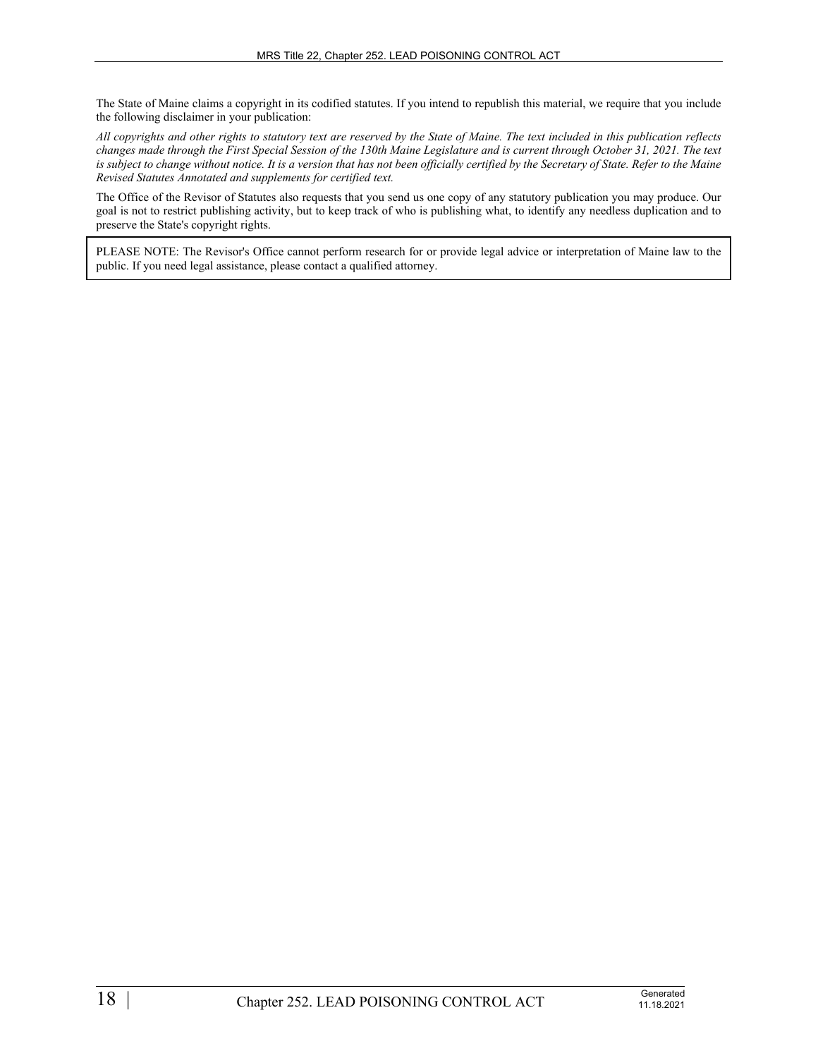The State of Maine claims a copyright in its codified statutes. If you intend to republish this material, we require that you include the following disclaimer in your publication:

*All copyrights and other rights to statutory text are reserved by the State of Maine. The text included in this publication reflects changes made through the First Special Session of the 130th Maine Legislature and is current through October 31, 2021. The text is subject to change without notice. It is a version that has not been officially certified by the Secretary of State. Refer to the Maine Revised Statutes Annotated and supplements for certified text.*

The Office of the Revisor of Statutes also requests that you send us one copy of any statutory publication you may produce. Our goal is not to restrict publishing activity, but to keep track of who is publishing what, to identify any needless duplication and to preserve the State's copyright rights.

PLEASE NOTE: The Revisor's Office cannot perform research for or provide legal advice or interpretation of Maine law to the public. If you need legal assistance, please contact a qualified attorney.